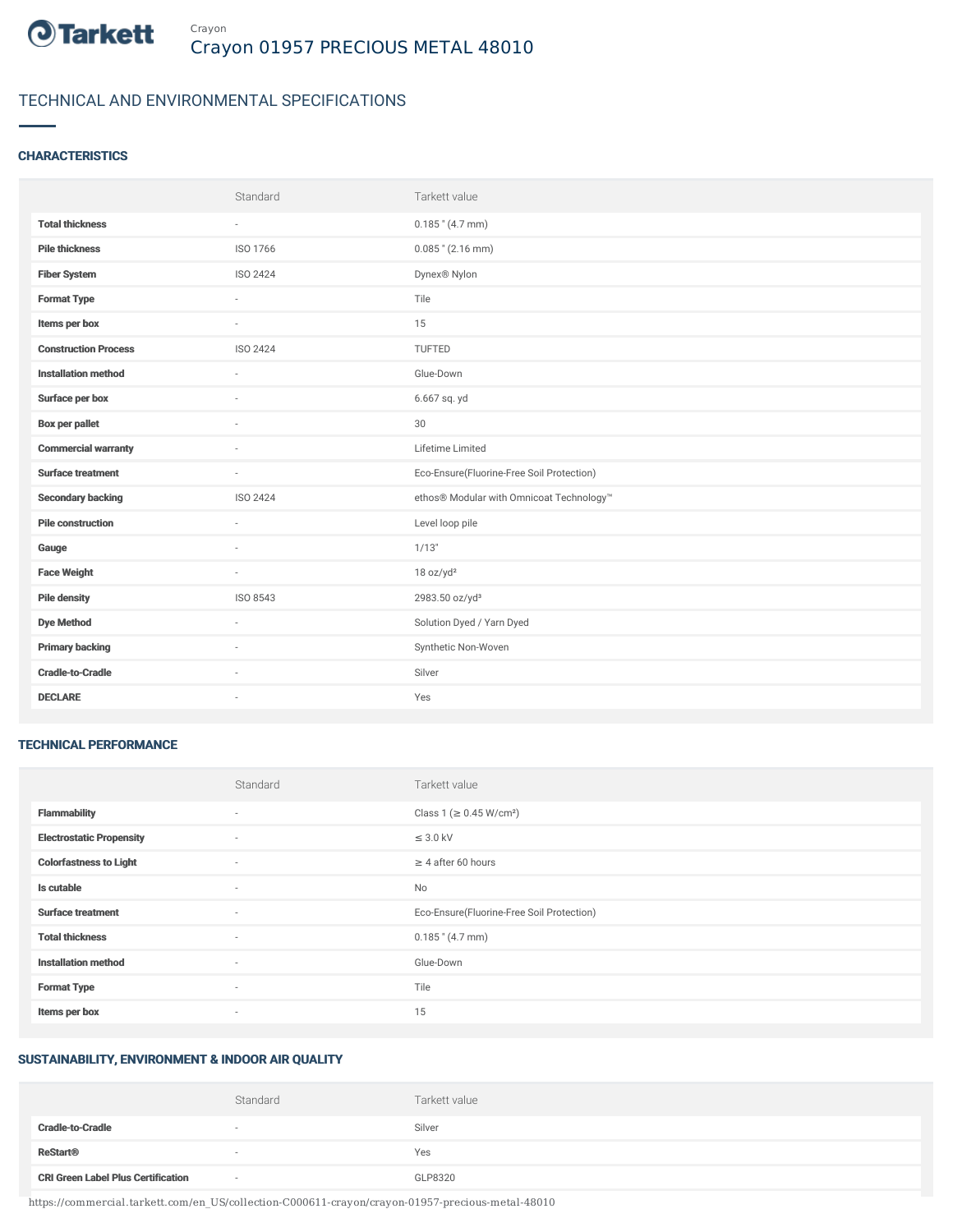Tarkett

Crayon

# Crayon 01957 PRECIOUS METAL 48010

## TECHNICAL AND ENVIRONMENTAL SPECIFICATIONS

### CHARACTERISTICS

| | Standard | Tarkett value |
|---|---|---|
| **Total thickness** | - | 0.185 " (4.7 mm) |
| **Pile thickness** | ISO 1766 | 0.085 " (2.16 mm) |
| **Fiber System** | ISO 2424 | Dynex® Nylon |
| **Format Type** | - | Tile |
| **Items per box** | - | 15 |
| **Construction Process** | ISO 2424 | TUFTED |
| **Installation method** | - | Glue-Down |
| **Surface per box** | - | 6.667 sq. yd |
| **Box per pallet** | - | 30 |
| **Commercial warranty** | - | Lifetime Limited |
| **Surface treatment** | - | Eco-Ensure(Fluorine-Free Soil Protection) |
| **Secondary backing** | ISO 2424 | ethos® Modular with Omnicoat Technology™ |
| **Pile construction** | - | Level loop pile |
| **Gauge** | - | 1/13" |
| **Face Weight** | - | 18 oz/yd² |
| **Pile density** | ISO 8543 | 2983.50 oz/yd³ |
| **Dye Method** | - | Solution Dyed / Yarn Dyed |
| **Primary backing** | - | Synthetic Non-Woven |
| **Cradle-to-Cradle** | - | Silver |
| **DECLARE** | - | Yes |

### TECHNICAL PERFORMANCE

| | Standard | Tarkett value |
|---|---|---|
| **Flammability** | - | Class 1 (≥ 0.45 W/cm²) |
| **Electrostatic Propensity** | - | ≤ 3.0 kV |
| **Colorfastness to Light** | - | ≥ 4 after 60 hours |
| **Is cutable** | - | No |
| **Surface treatment** | - | Eco-Ensure(Fluorine-Free Soil Protection) |
| **Total thickness** | - | 0.185 " (4.7 mm) |
| **Installation method** | - | Glue-Down |
| **Format Type** | - | Tile |
| **Items per box** | - | 15 |

### SUSTAINABILITY, ENVIRONMENT & INDOOR AIR QUALITY

| | Standard | Tarkett value |
|---|---|---|
| **Cradle-to-Cradle** | - | Silver |
| **ReStart®** | - | Yes |
| **CRI Green Label Plus Certification** | - | GLP8320 |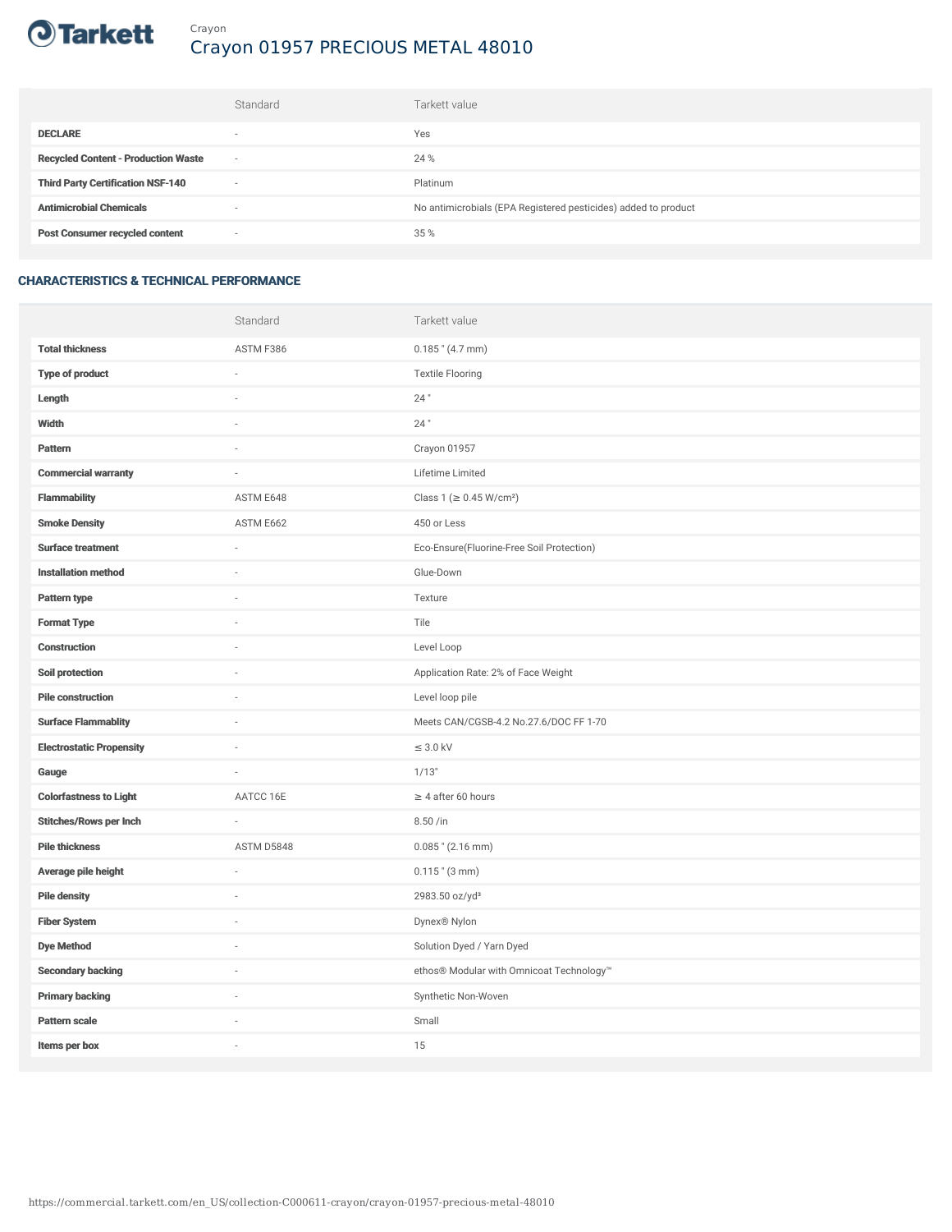Crayon

# Crayon 01957 PRECIOUS METAL 48010

| | Standard | Tarkett value |
|---|---|---|
| **DECLARE** | - | Yes |
| **Recycled Content - Production Waste** | - | 24 % |
| **Third Party Certification NSF-140** | - | Platinum |
| **Antimicrobial Chemicals** | - | No antimicrobials (EPA Registered pesticides) added to product |
| **Post Consumer recycled content** | - | 35 % |

## CHARACTERISTICS & TECHNICAL PERFORMANCE

| | Standard | Tarkett value |
|---|---|---|
| **Total thickness** | ASTM F386 | 0.185 " (4.7 mm) |
| **Type of product** | - | Textile Flooring |
| **Length** | - | 24 " |
| **Width** | - | 24 " |
| **Pattern** | - | Crayon 01957 |
| **Commercial warranty** | - | Lifetime Limited |
| **Flammability** | ASTM E648 | Class 1 (≥ 0.45 W/cm²) |
| **Smoke Density** | ASTM E662 | 450 or Less |
| **Surface treatment** | - | Eco-Ensure(Fluorine-Free Soil Protection) |
| **Installation method** | - | Glue-Down |
| **Pattern type** | - | Texture |
| **Format Type** | - | Tile |
| **Construction** | - | Level Loop |
| **Soil protection** | - | Application Rate: 2% of Face Weight |
| **Pile construction** | - | Level loop pile |
| **Surface Flammablity** | - | Meets CAN/CGSB-4.2 No.27.6/DOC FF 1-70 |
| **Electrostatic Propensity** | - | ≤ 3.0 kV |
| **Gauge** | - | 1/13" |
| **Colorfastness to Light** | AATCC 16E | ≥ 4 after 60 hours |
| **Stitches/Rows per Inch** | - | 8.50 /in |
| **Pile thickness** | ASTM D5848 | 0.085 " (2.16 mm) |
| **Average pile height** | - | 0.115 " (3 mm) |
| **Pile density** | - | 2983.50 oz/yd³ |
| **Fiber System** | - | Dynex® Nylon |
| **Dye Method** | - | Solution Dyed / Yarn Dyed |
| **Secondary backing** | - | ethos® Modular with Omnicoat Technology™ |
| **Primary backing** | - | Synthetic Non-Woven |
| **Pattern scale** | - | Small |
| **Items per box** | - | 15 |

https://commercial.tarkett.com/en_US/collection-C000611-crayon/crayon-01957-precious-metal-48010